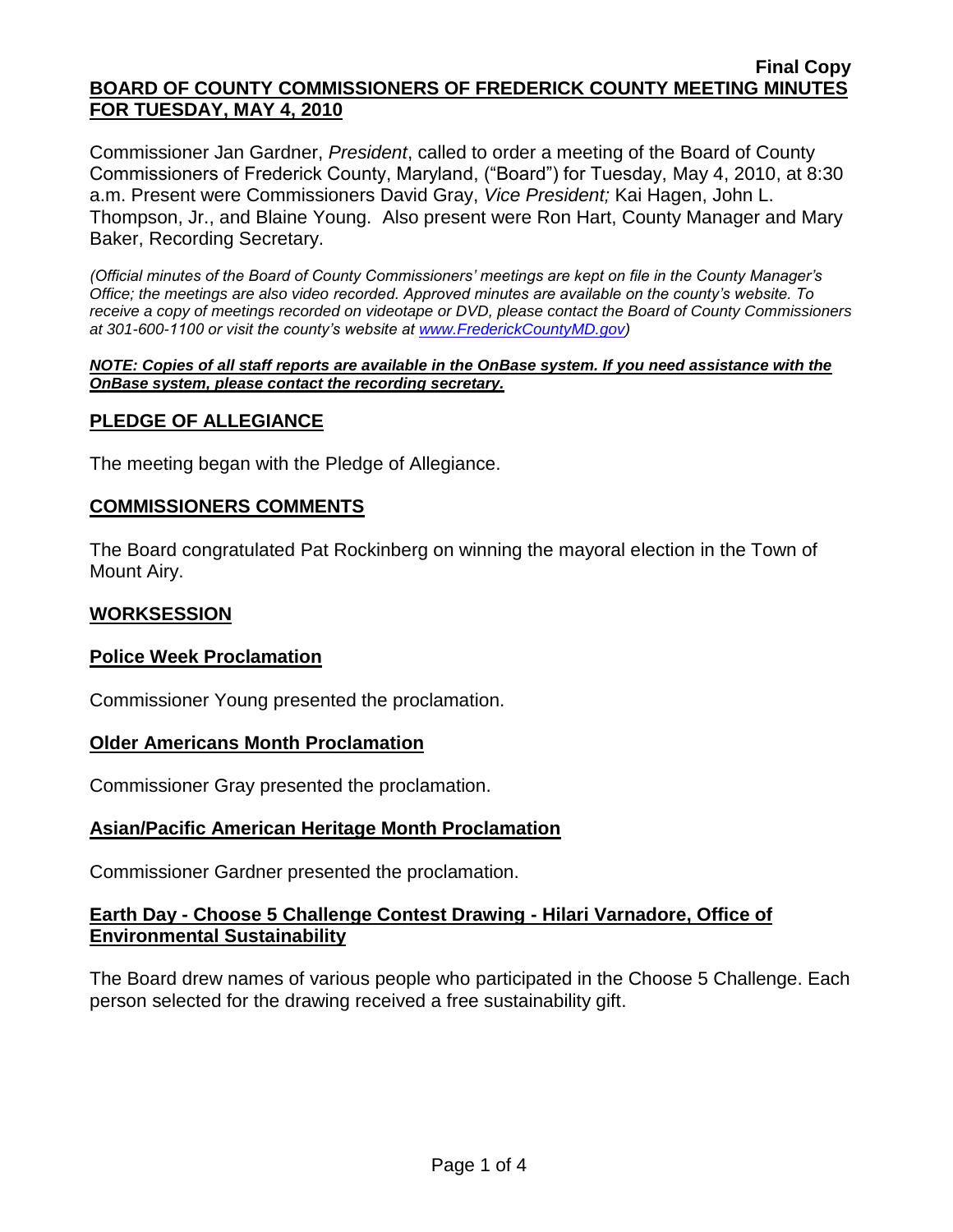**Final Copy**

# BOARD OF COUNTY COMMISSIONERS OF FREDERICK COUNTY MEETING MINUTES FOR TUESDAY, MAY 4, 2010

Commissioner Jan Gardner, *President*, called to order a meeting of the Board of County Commissioners of Frederick County, Maryland, ("Board") for Tuesday, May 4, 2010, at 8:30 a.m. Present were Commissioners David Gray, *Vice President;* Kai Hagen, John L. Thompson, Jr., and Blaine Young. Also present were Ron Hart, County Manager and Mary Baker, Recording Secretary.

*(Official minutes of the Board of County Commissioners' meetings are kept on file in the County Manager's Office; the meetings are also video recorded. Approved minutes are available on the county's website. To receive a copy of meetings recorded on videotape or DVD, please contact the Board of County Commissioners at 301-600-1100 or visit the county's website at www.FrederickCountyMD.gov)*

***NOTE: Copies of all staff reports are available in the OnBase system. If you need assistance with the OnBase system, please contact the recording secretary.***

## PLEDGE OF ALLEGIANCE

The meeting began with the Pledge of Allegiance.

## COMMISSIONERS COMMENTS

The Board congratulated Pat Rockinberg on winning the mayoral election in the Town of Mount Airy.

## WORKSESSION

### Police Week Proclamation

Commissioner Young presented the proclamation.

### Older Americans Month Proclamation

Commissioner Gray presented the proclamation.

### Asian/Pacific American Heritage Month Proclamation

Commissioner Gardner presented the proclamation.

### Earth Day - Choose 5 Challenge Contest Drawing - Hilari Varnadore, Office of Environmental Sustainability

The Board drew names of various people who participated in the Choose 5 Challenge. Each person selected for the drawing received a free sustainability gift.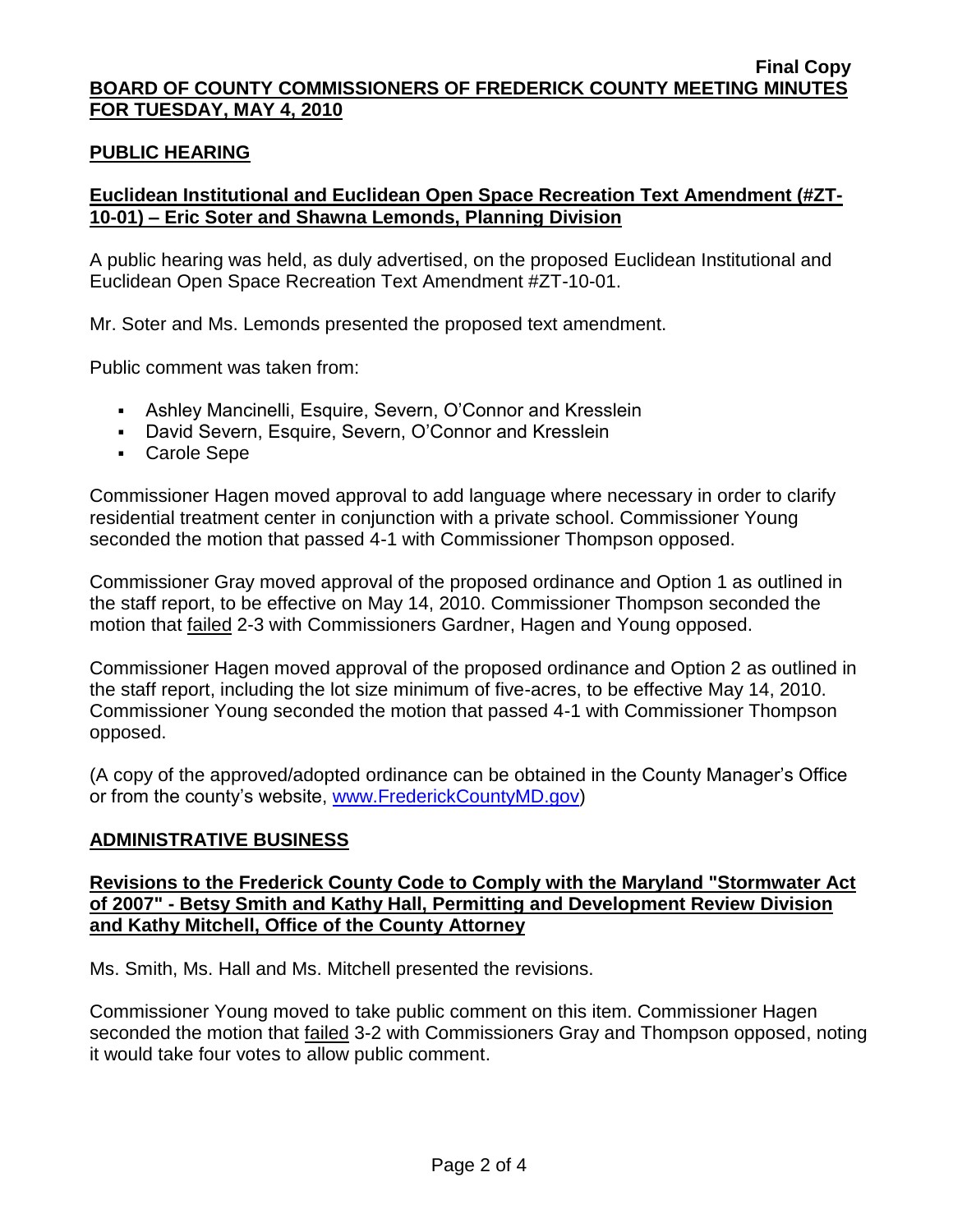**Final Copy**

**BOARD OF COUNTY COMMISSIONERS OF FREDERICK COUNTY MEETING MINUTES FOR TUESDAY, MAY 4, 2010**

## PUBLIC HEARING

### Euclidean Institutional and Euclidean Open Space Recreation Text Amendment (#ZT-10-01) – Eric Soter and Shawna Lemonds, Planning Division

A public hearing was held, as duly advertised, on the proposed Euclidean Institutional and Euclidean Open Space Recreation Text Amendment #ZT-10-01.

Mr. Soter and Ms. Lemonds presented the proposed text amendment.

Public comment was taken from:

- Ashley Mancinelli, Esquire, Severn, O'Connor and Kresslein
- David Severn, Esquire, Severn, O'Connor and Kresslein
- Carole Sepe

Commissioner Hagen moved approval to add language where necessary in order to clarify residential treatment center in conjunction with a private school. Commissioner Young seconded the motion that passed 4-1 with Commissioner Thompson opposed.

Commissioner Gray moved approval of the proposed ordinance and Option 1 as outlined in the staff report, to be effective on May 14, 2010. Commissioner Thompson seconded the motion that failed 2-3 with Commissioners Gardner, Hagen and Young opposed.

Commissioner Hagen moved approval of the proposed ordinance and Option 2 as outlined in the staff report, including the lot size minimum of five-acres, to be effective May 14, 2010. Commissioner Young seconded the motion that passed 4-1 with Commissioner Thompson opposed.

(A copy of the approved/adopted ordinance can be obtained in the County Manager's Office or from the county's website, [www.FrederickCountyMD.gov](http://www.FrederickCountyMD.gov))

## ADMINISTRATIVE BUSINESS

### Revisions to the Frederick County Code to Comply with the Maryland "Stormwater Act of 2007" - Betsy Smith and Kathy Hall, Permitting and Development Review Division and Kathy Mitchell, Office of the County Attorney

Ms. Smith, Ms. Hall and Ms. Mitchell presented the revisions.

Commissioner Young moved to take public comment on this item. Commissioner Hagen seconded the motion that failed 3-2 with Commissioners Gray and Thompson opposed, noting it would take four votes to allow public comment.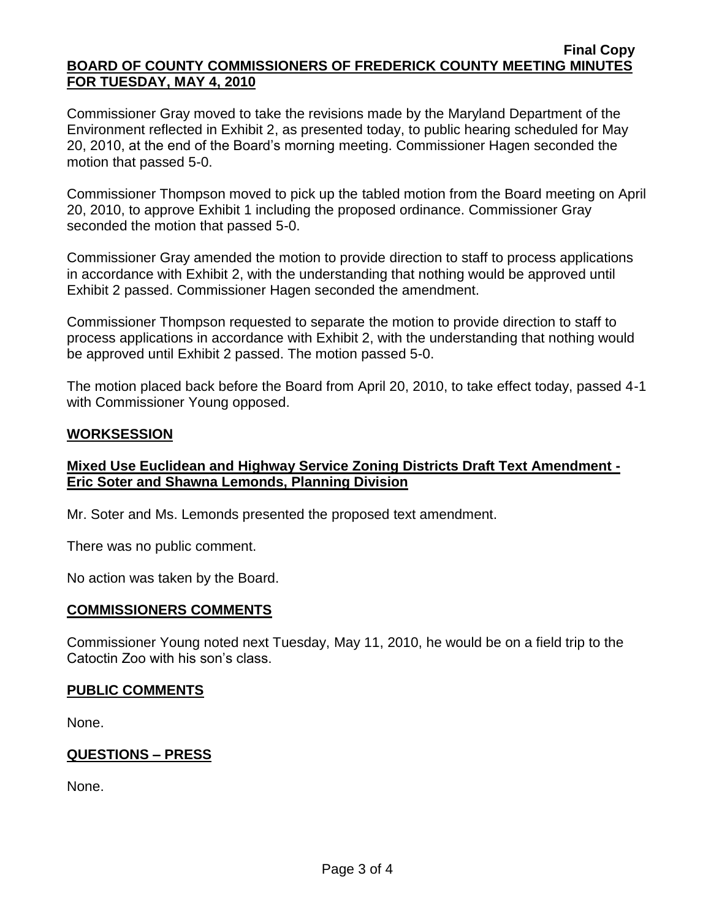Commissioner Gray moved to take the revisions made by the Maryland Department of the Environment reflected in Exhibit 2, as presented today, to public hearing scheduled for May 20, 2010, at the end of the Board's morning meeting. Commissioner Hagen seconded the motion that passed 5-0.

Commissioner Thompson moved to pick up the tabled motion from the Board meeting on April 20, 2010, to approve Exhibit 1 including the proposed ordinance. Commissioner Gray seconded the motion that passed 5-0.

Commissioner Gray amended the motion to provide direction to staff to process applications in accordance with Exhibit 2, with the understanding that nothing would be approved until Exhibit 2 passed. Commissioner Hagen seconded the amendment.

Commissioner Thompson requested to separate the motion to provide direction to staff to process applications in accordance with Exhibit 2, with the understanding that nothing would be approved until Exhibit 2 passed. The motion passed 5-0.

The motion placed back before the Board from April 20, 2010, to take effect today, passed 4-1 with Commissioner Young opposed.

## WORKSESSION

### Mixed Use Euclidean and Highway Service Zoning Districts Draft Text Amendment - Eric Soter and Shawna Lemonds, Planning Division

Mr. Soter and Ms. Lemonds presented the proposed text amendment.

There was no public comment.

No action was taken by the Board.

## COMMISSIONERS COMMENTS

Commissioner Young noted next Tuesday, May 11, 2010, he would be on a field trip to the Catoctin Zoo with his son's class.

## PUBLIC COMMENTS

None.

## QUESTIONS – PRESS

None.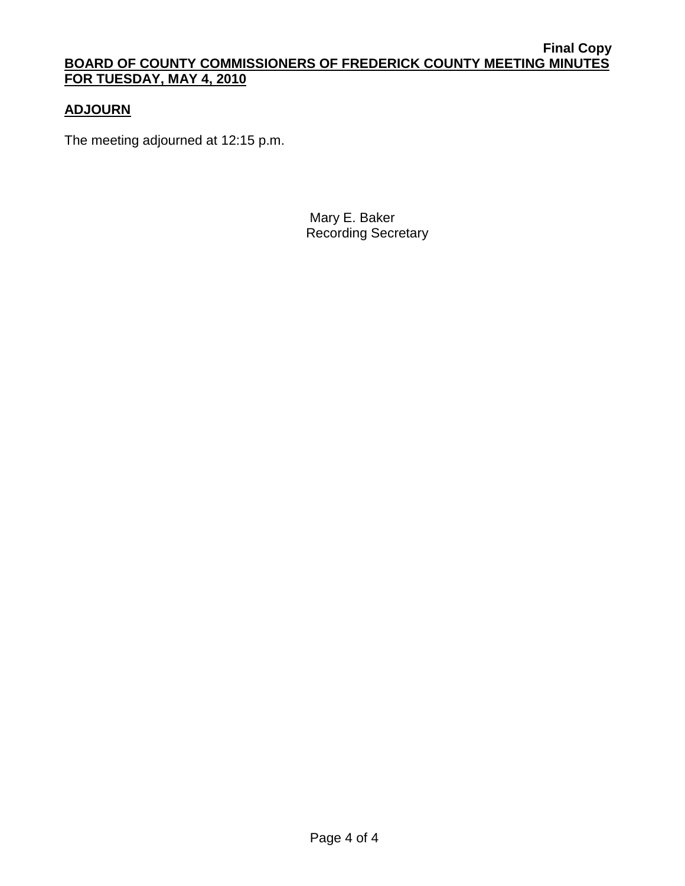## ADJOURN

The meeting adjourned at 12:15 p.m.

Mary E. Baker
Recording Secretary